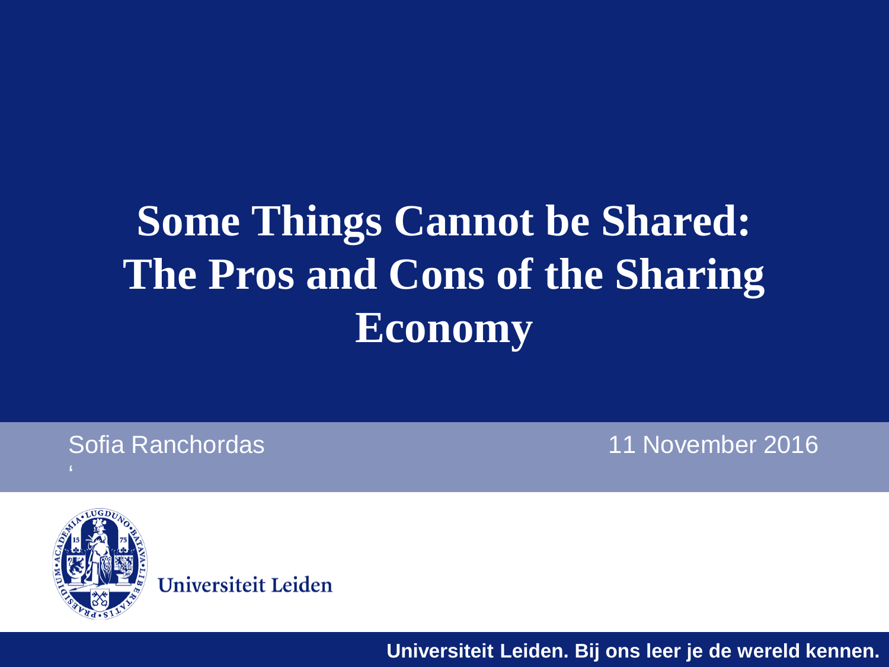# Some Things Cannot be Shared: The Pros and Cons of the Sharing Economy

Sofia Ranchordas

11 November 2016

Universiteit Leiden

Universiteit Leiden. Bij ons leer je de wereld kennen.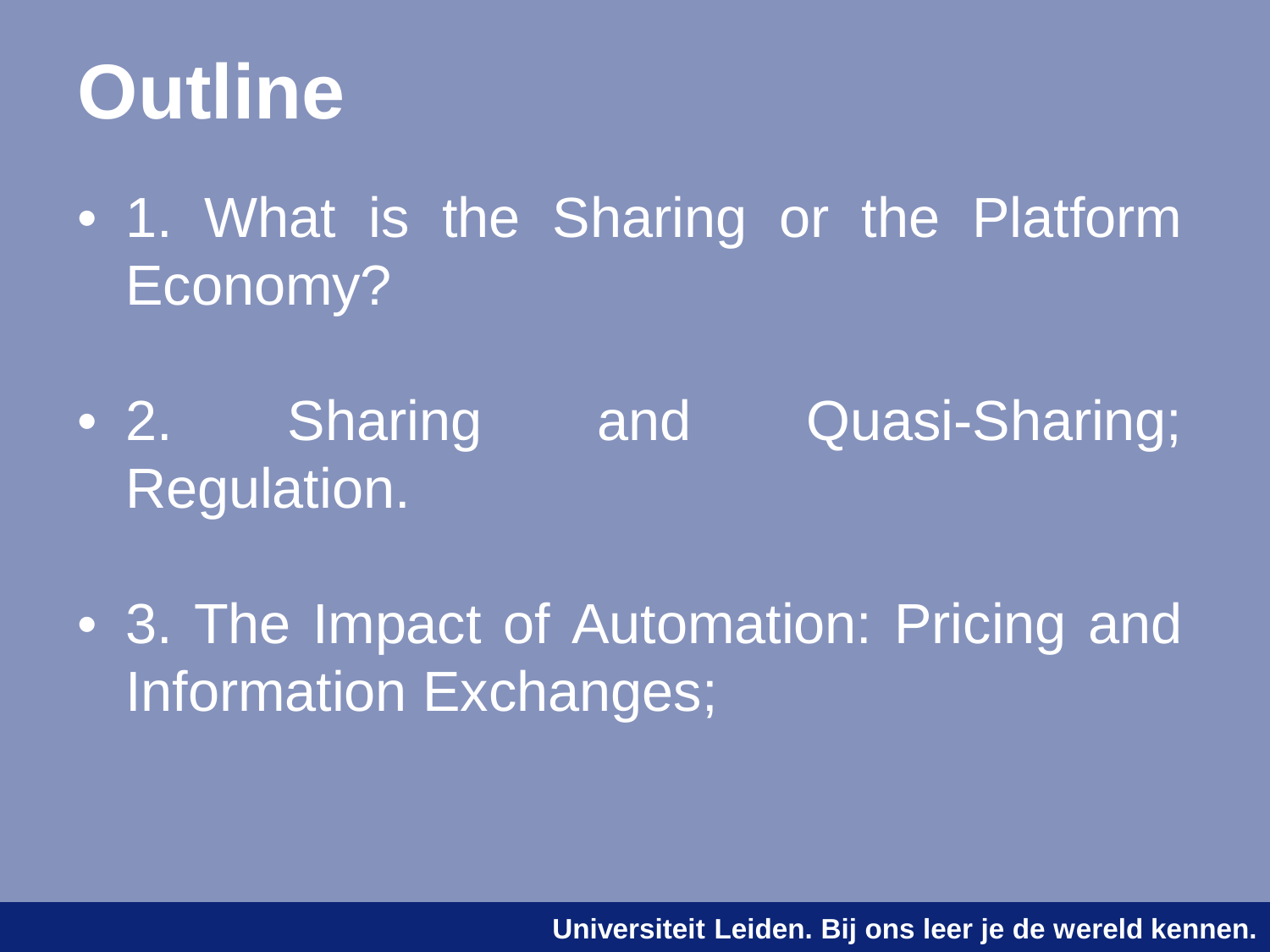# Outline

- 1. What is the Sharing or the Platform Economy?
- 2. Sharing and Quasi-Sharing; Regulation.
- 3. The Impact of Automation: Pricing and Information Exchanges;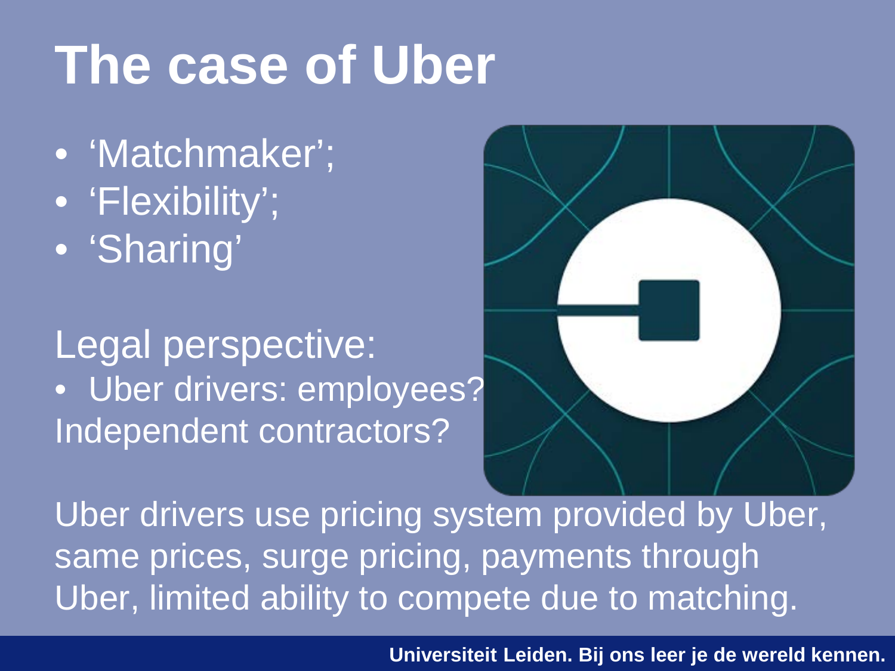# The case of Uber

- 'Matchmaker';
- 'Flexibility';
- 'Sharing'

Legal perspective:

- Uber drivers: employees? Independent contractors?

Uber drivers use pricing system provided by Uber, same prices, surge pricing, payments through Uber, limited ability to compete due to matching.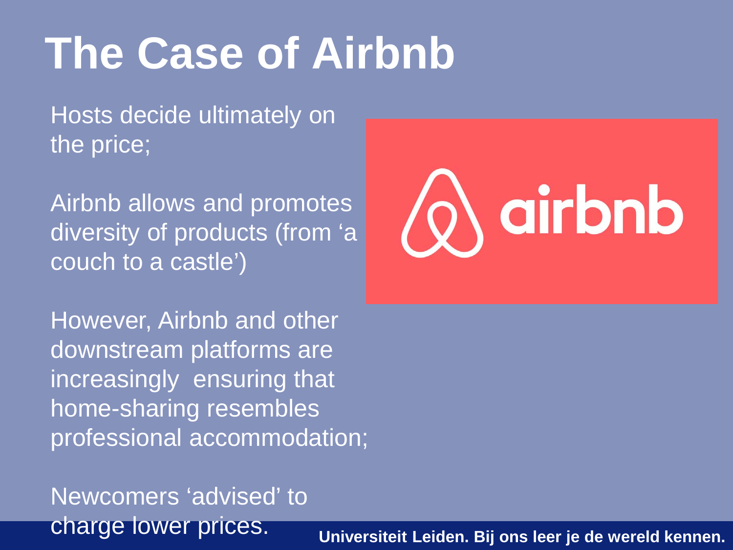# The Case of Airbnb

Hosts decide ultimately on the price;

Airbnb allows and promotes diversity of products (from 'a couch to a castle')

However, Airbnb and other downstream platforms are increasingly ensuring that home-sharing resembles professional accommodation;

Newcomers 'advised' to charge lower prices.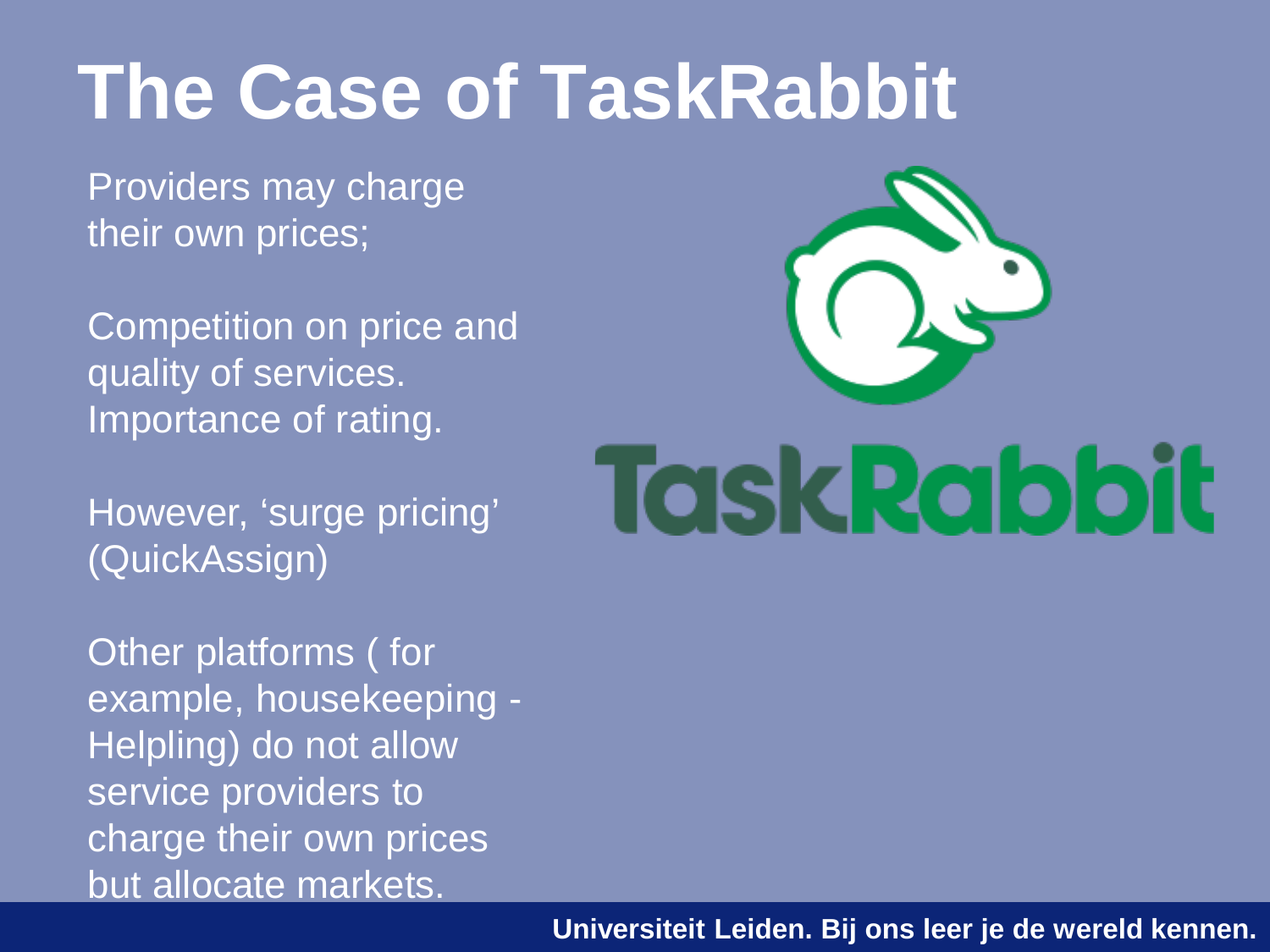# The Case of TaskRabbit

Providers may charge their own prices;

Competition on price and quality of services. Importance of rating.

However, 'surge pricing' (QuickAssign)

Other platforms ( for example, housekeeping - Helpling) do not allow service providers to charge their own prices but allocate markets.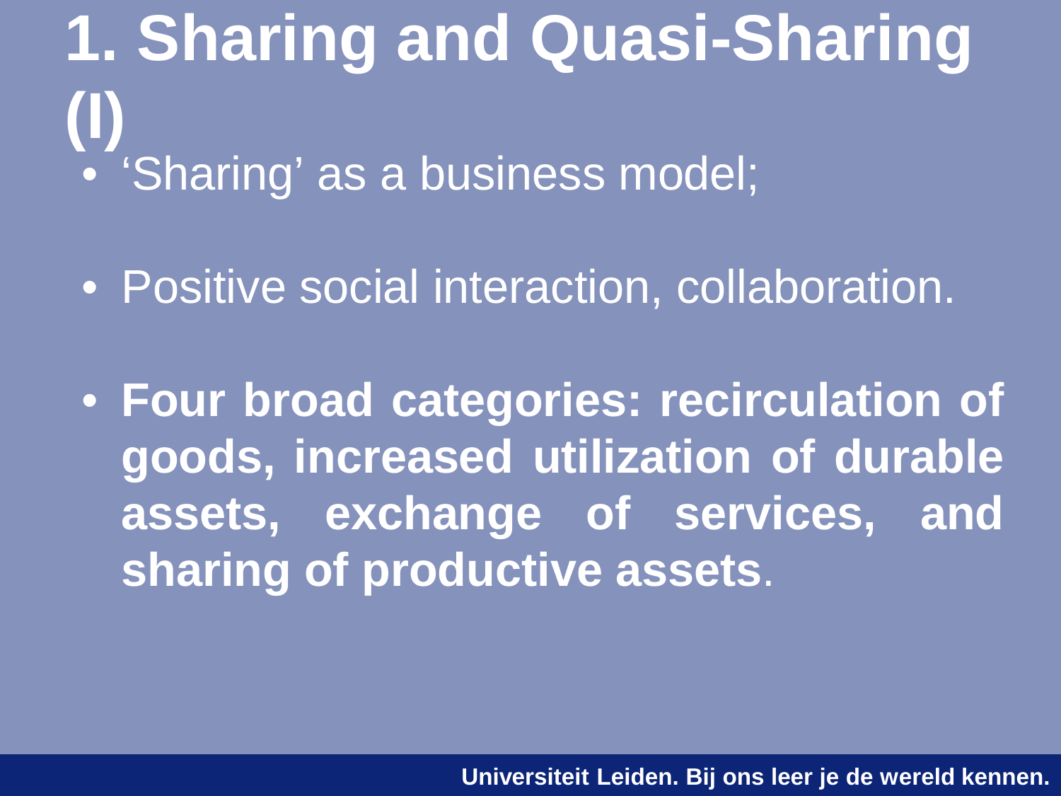# 1. Sharing and Quasi-Sharing (I)

- 'Sharing' as a business model;

- Positive social interaction, collaboration.

- **Four broad categories: recirculation of goods, increased utilization of durable assets, exchange of services, and sharing of productive assets**.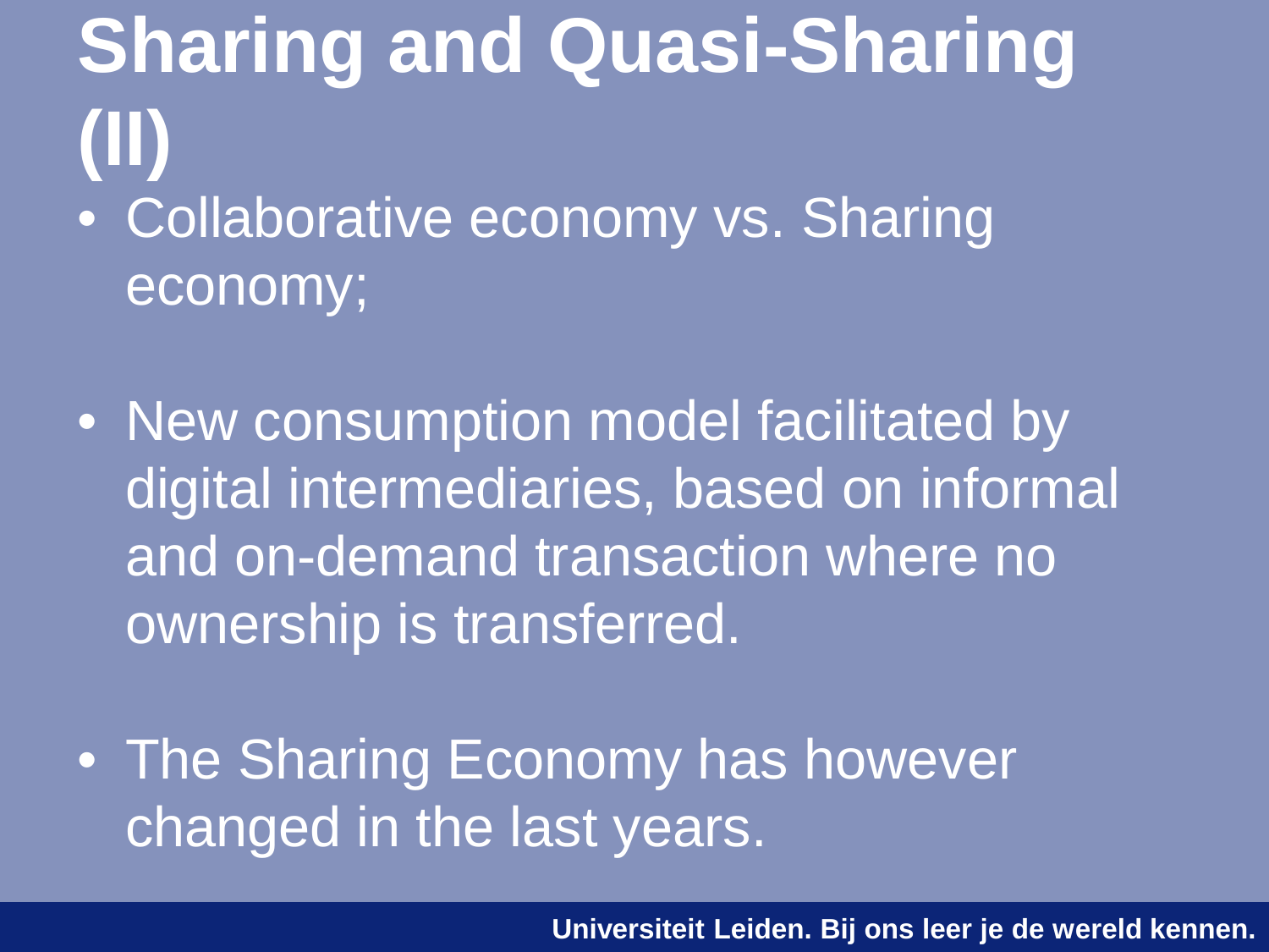# Sharing and Quasi-Sharing (II)

- Collaborative economy vs. Sharing economy;
- New consumption model facilitated by digital intermediaries, based on informal and on-demand transaction where no ownership is transferred.
- The Sharing Economy has however changed in the last years.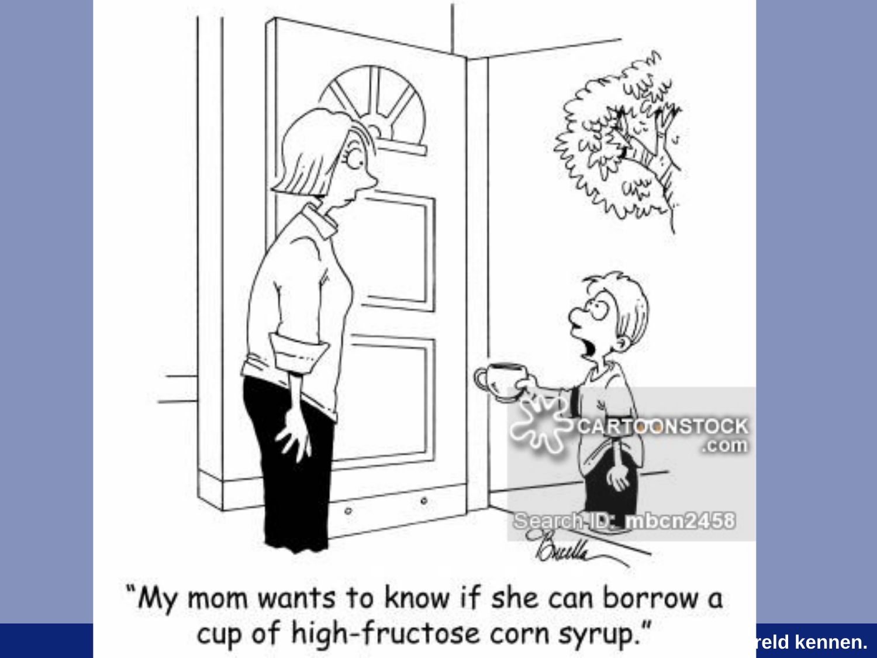"My mom wants to know if she can borrow a cup of high-fructose corn syrup."

reld kennen.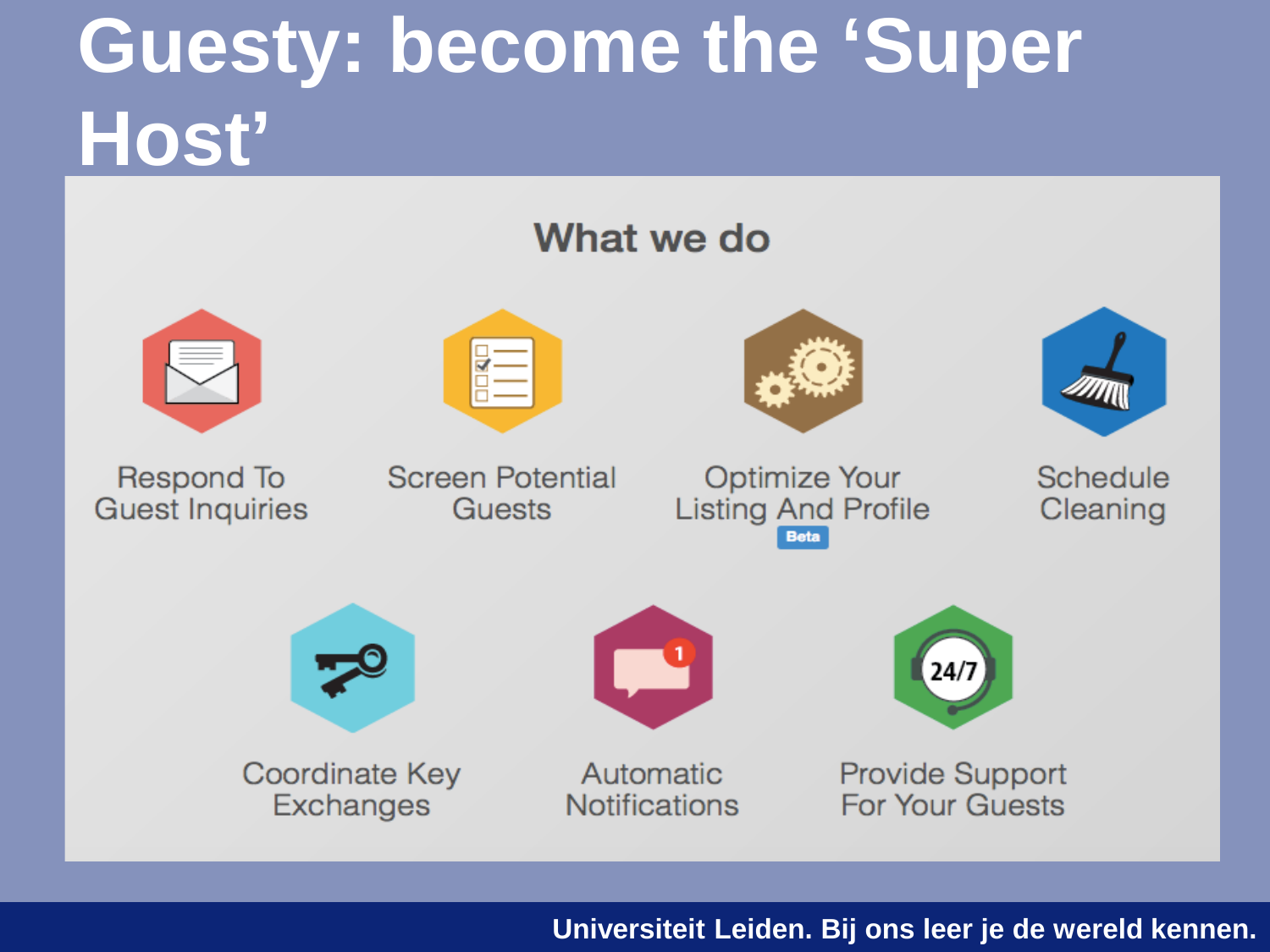# Guesty: become the 'Super Host'

## What we do

- Respond To Guest Inquiries
- Screen Potential Guests
- Optimize Your Listing And Profile (Beta)
- Schedule Cleaning
- Coordinate Key Exchanges
- Automatic Notifications
- Provide Support For Your Guests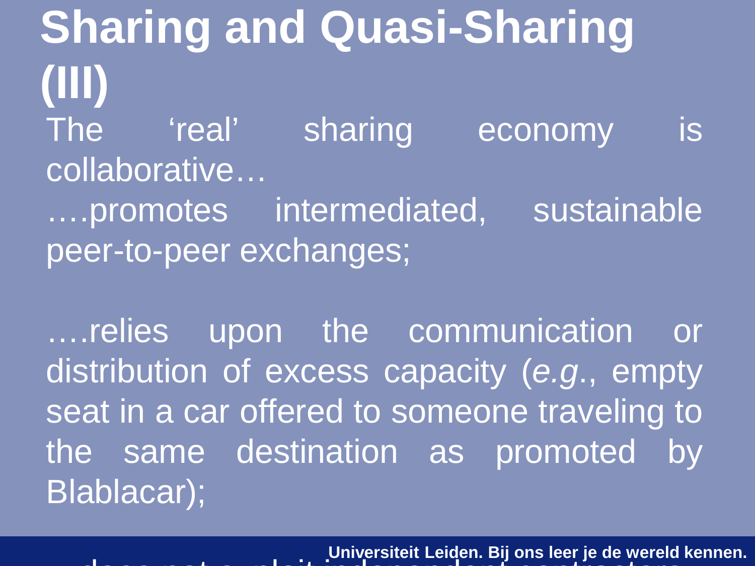# Sharing and Quasi-Sharing (III)

The 'real' sharing economy is collaborative…

….promotes intermediated, sustainable peer-to-peer exchanges;

….relies upon the communication or distribution of excess capacity (*e.g.*, empty seat in a car offered to someone traveling to the same destination as promoted by Blablacar);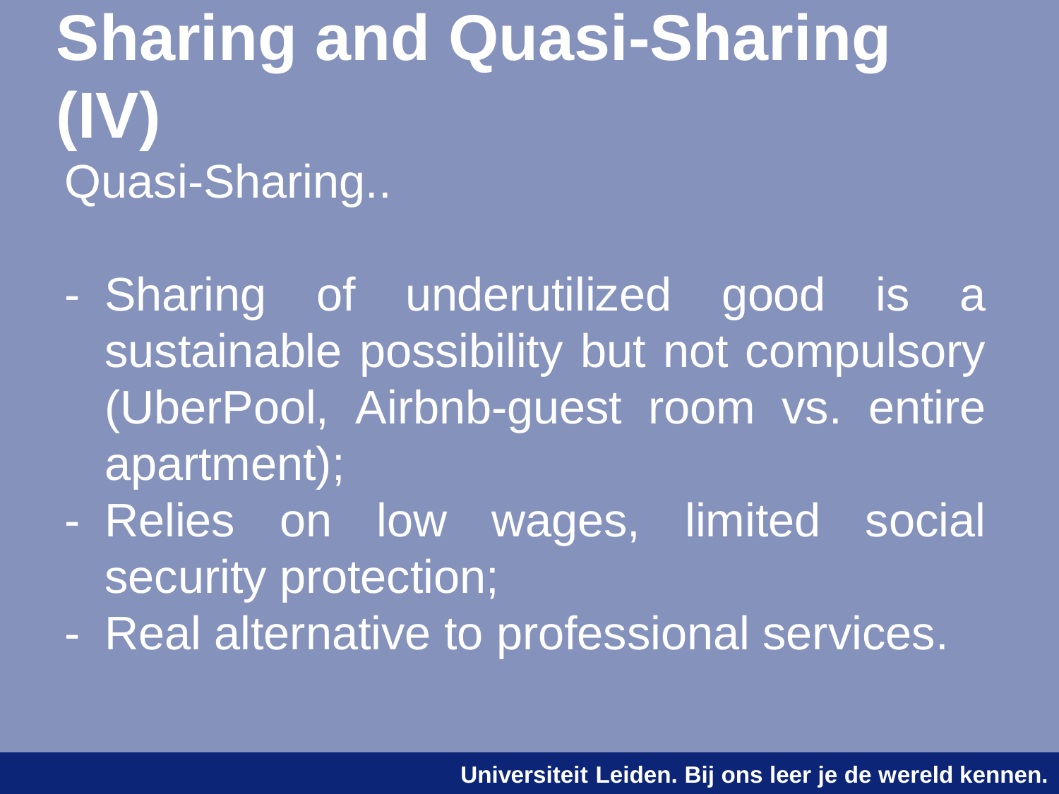# Sharing and Quasi-Sharing (IV)

Quasi-Sharing..

- Sharing of underutilized good is a sustainable possibility but not compulsory (UberPool, Airbnb-guest room vs. entire apartment);
- Relies on low wages, limited social security protection;
- Real alternative to professional services.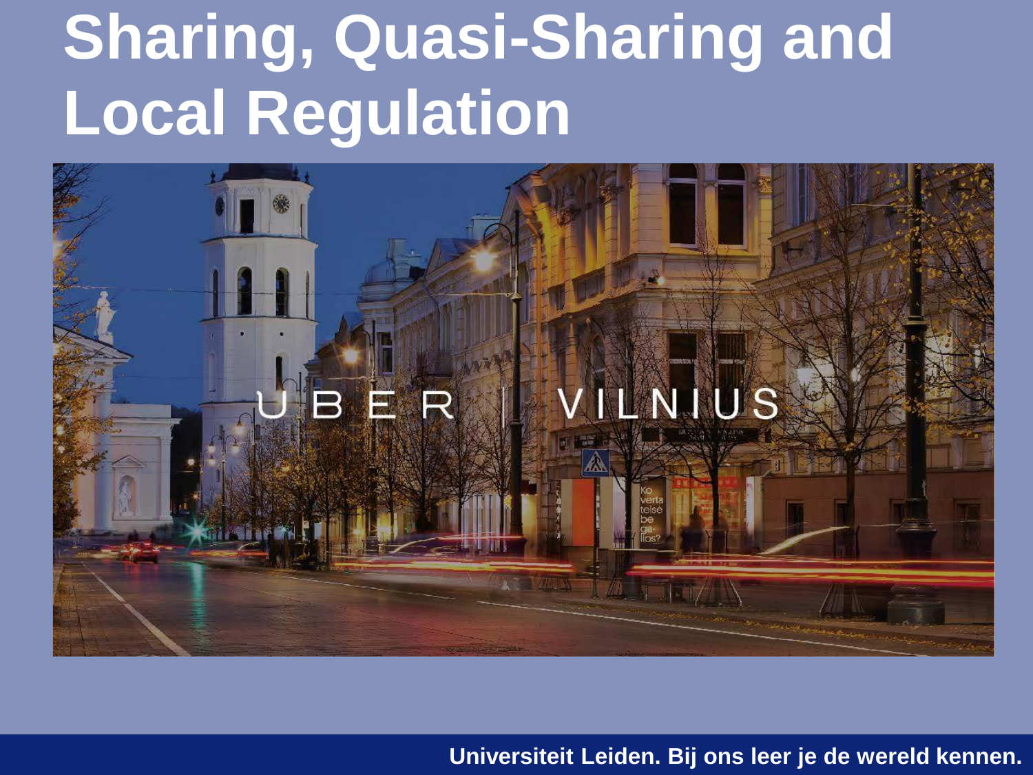# Sharing, Quasi-Sharing and Local Regulation

UBER | VILNIUS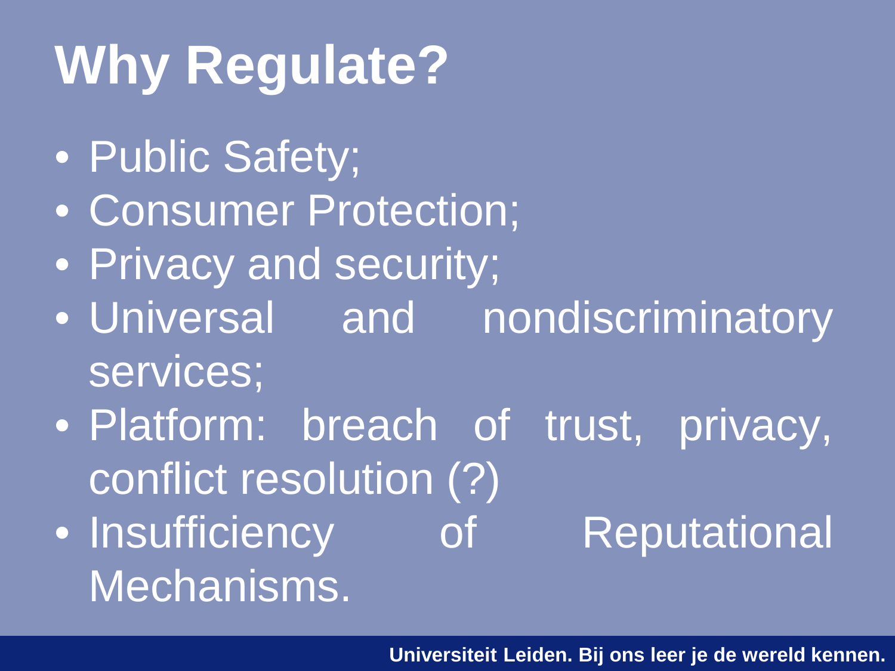# Why Regulate?

- Public Safety;
- Consumer Protection;
- Privacy and security;
- Universal and nondiscriminatory services;
- Platform: breach of trust, privacy, conflict resolution (?)
- Insufficiency of Reputational Mechanisms.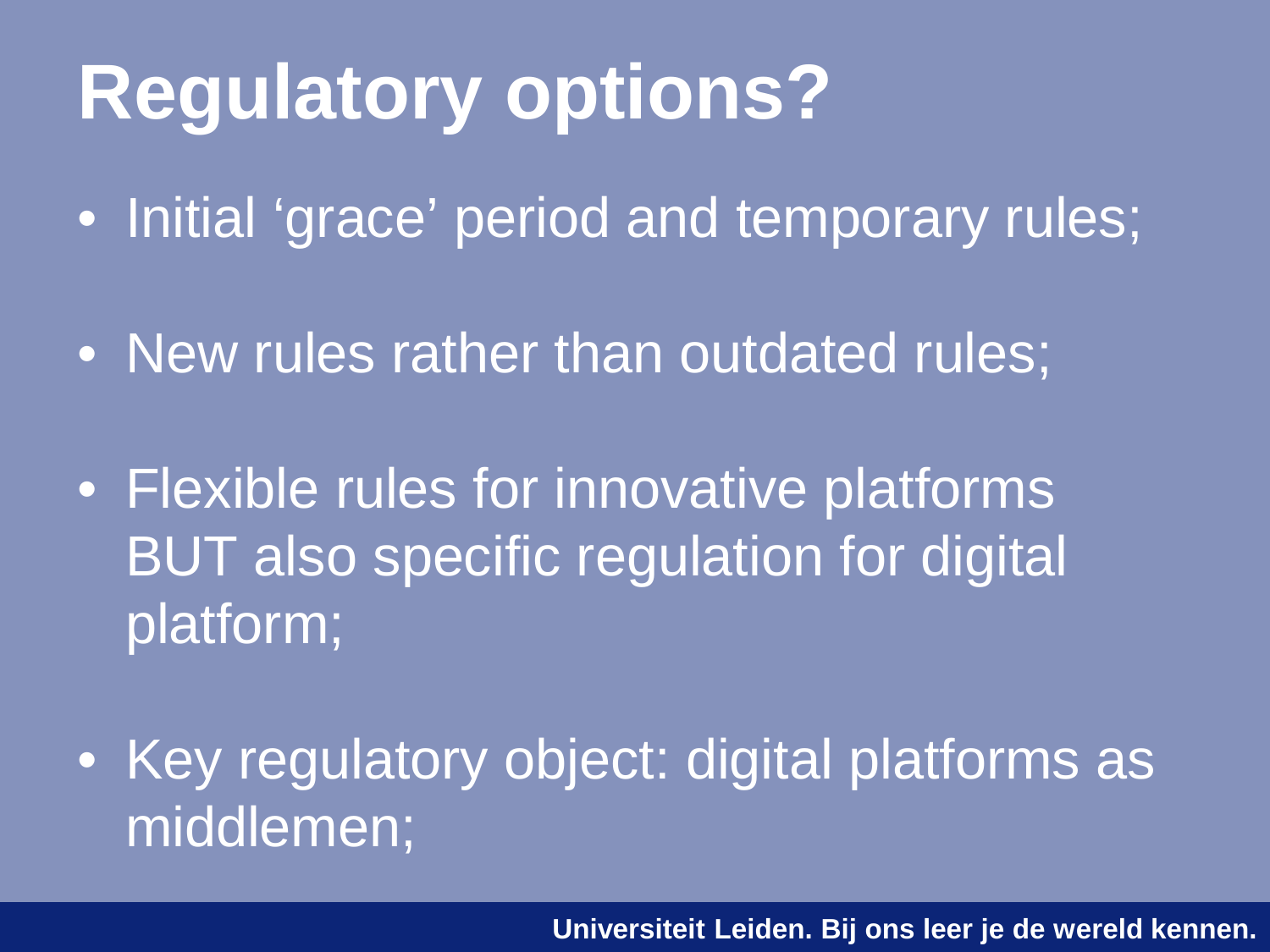# Regulatory options?

- Initial 'grace' period and temporary rules;
- New rules rather than outdated rules;
- Flexible rules for innovative platforms BUT also specific regulation for digital platform;
- Key regulatory object: digital platforms as middlemen;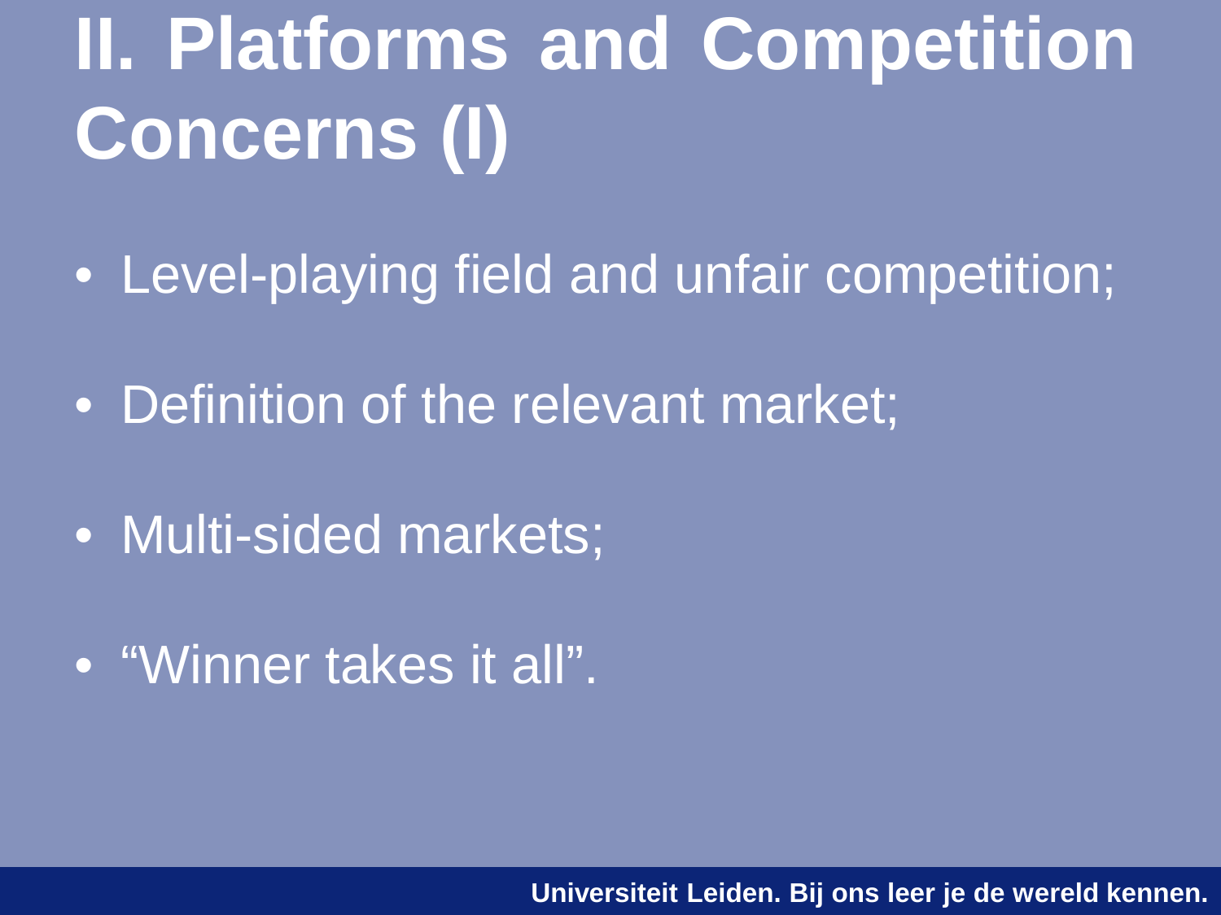# II. Platforms and Competition Concerns (I)

- Level-playing field and unfair competition;
- Definition of the relevant market;
- Multi-sided markets;
- “Winner takes it all”.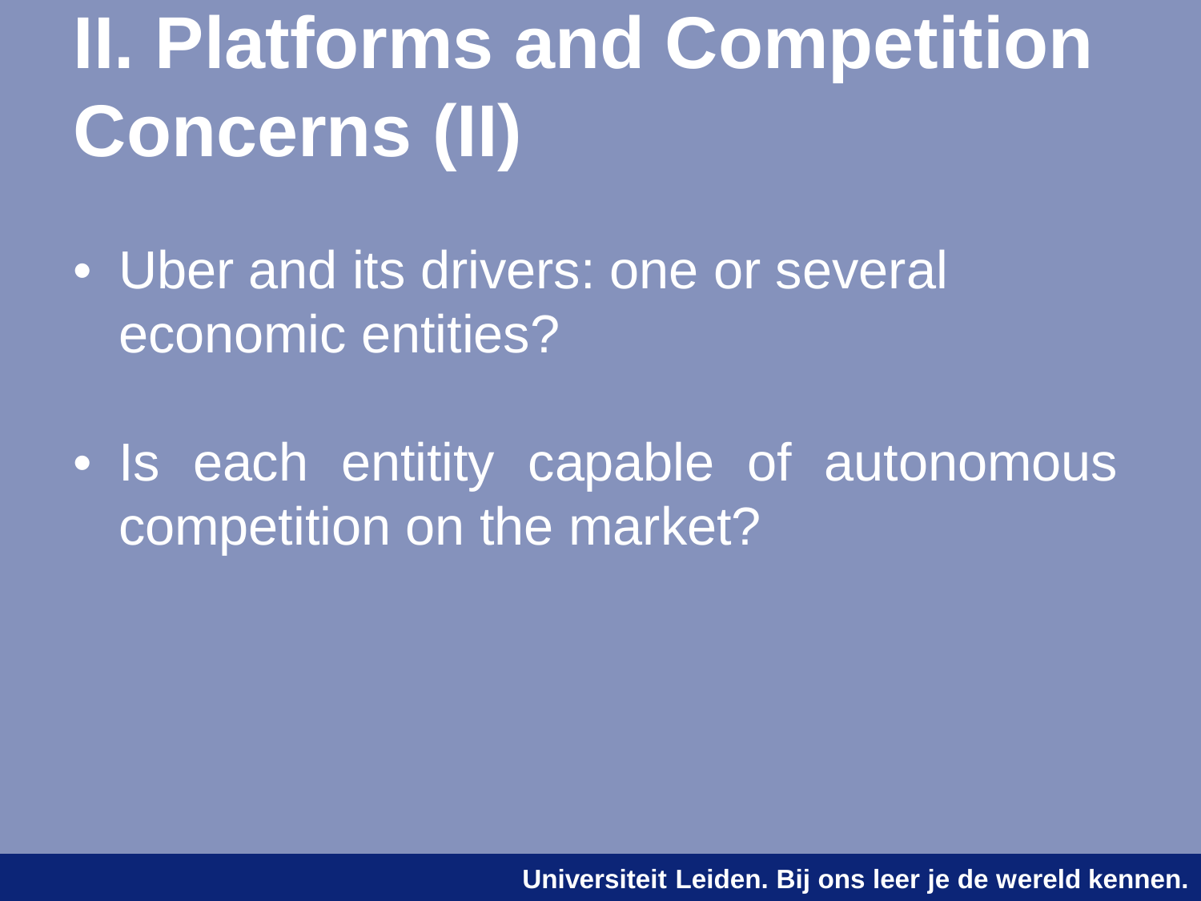# II. Platforms and Competition Concerns (II)

- Uber and its drivers: one or several economic entities?
- Is each entitity capable of autonomous competition on the market?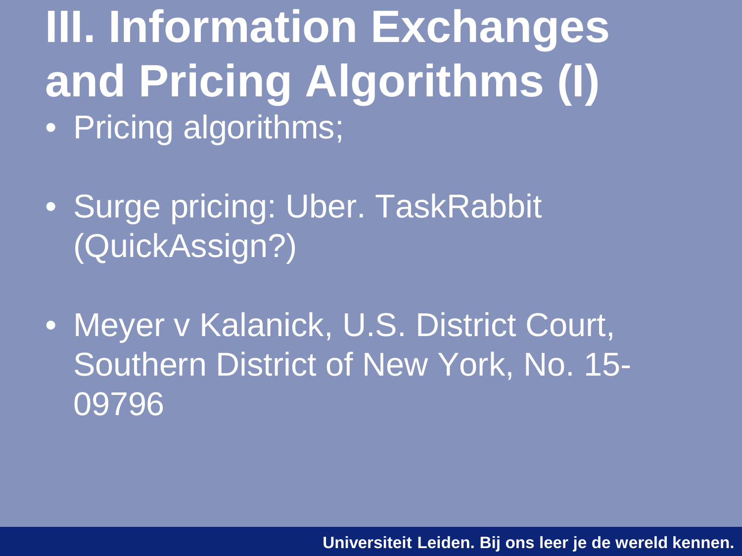# III. Information Exchanges and Pricing Algorithms (I)

- Pricing algorithms;
- Surge pricing: Uber. TaskRabbit (QuickAssign?)
- Meyer v Kalanick, U.S. District Court, Southern District of New York, No. 15-09796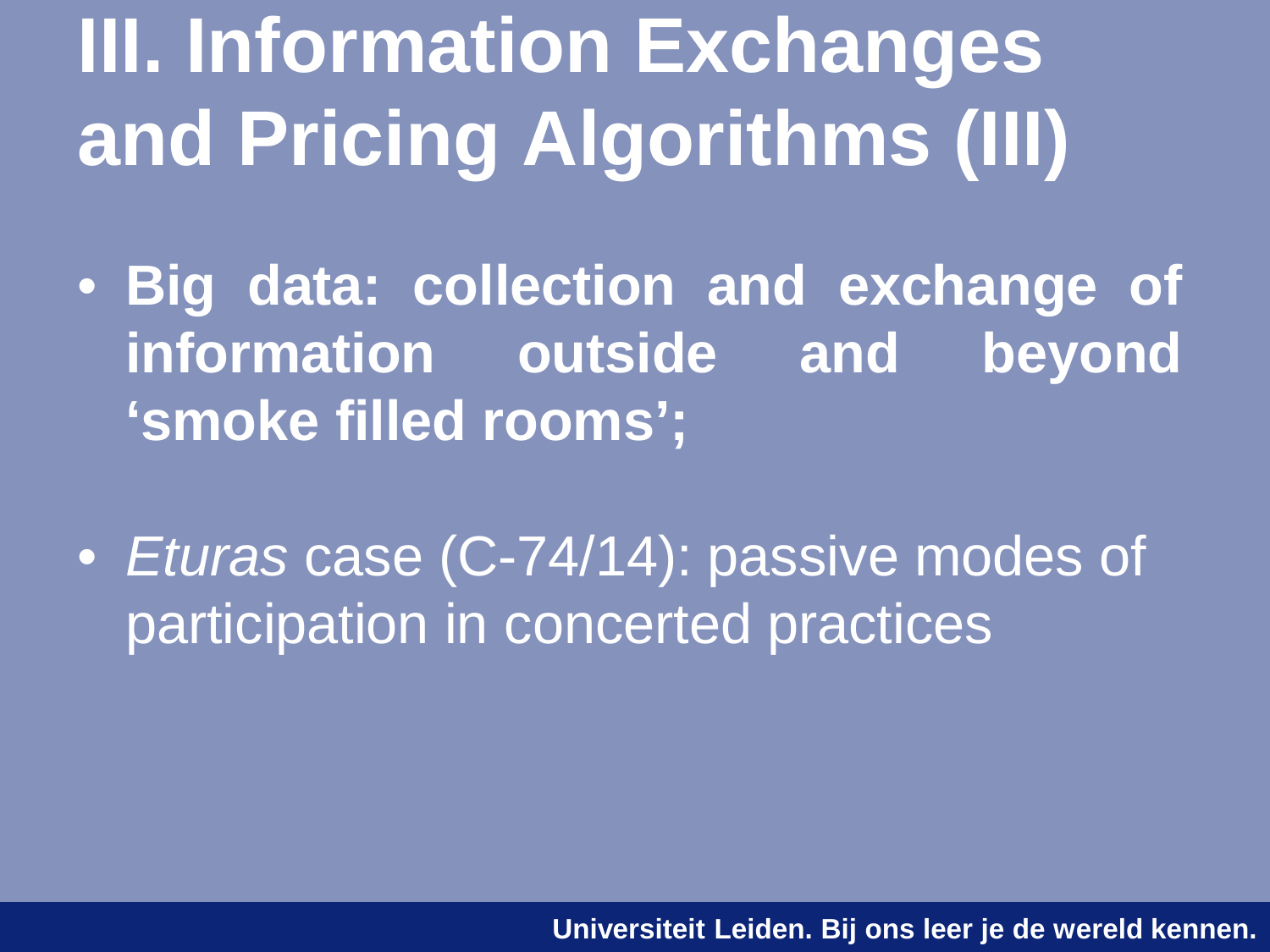# III. Information Exchanges and Pricing Algorithms (III)

- **Big data: collection and exchange of information outside and beyond 'smoke filled rooms';**

- *Eturas* case (C-74/14): passive modes of participation in concerted practices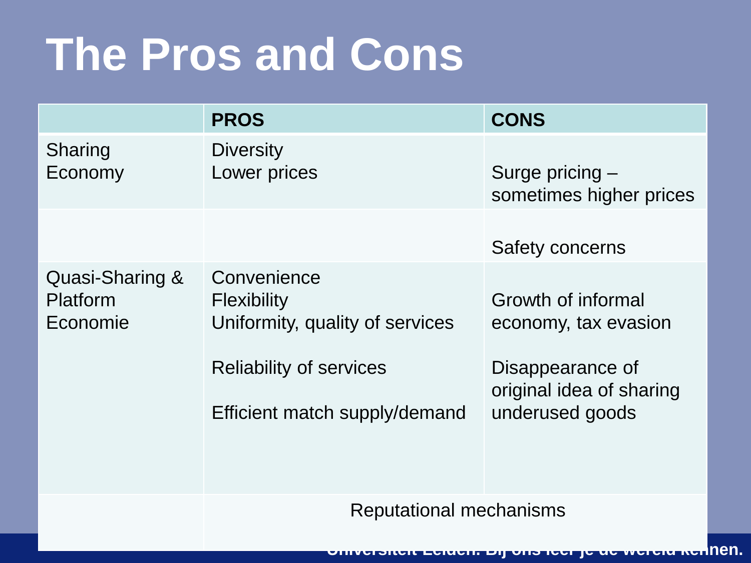# The Pros and Cons

| | PROS | CONS |
|---|---|---|
| Sharing Economy | Diversity<br>Lower prices | Surge pricing – sometimes higher prices |
| | | Safety concerns |
| Quasi-Sharing & Platform Economie | Convenience<br>Flexibility<br>Uniformity, quality of services<br><br>Reliability of services<br><br>Efficient match supply/demand | Growth of informal economy, tax evasion<br><br>Disappearance of original idea of sharing underused goods |
| | Reputational mechanisms | |